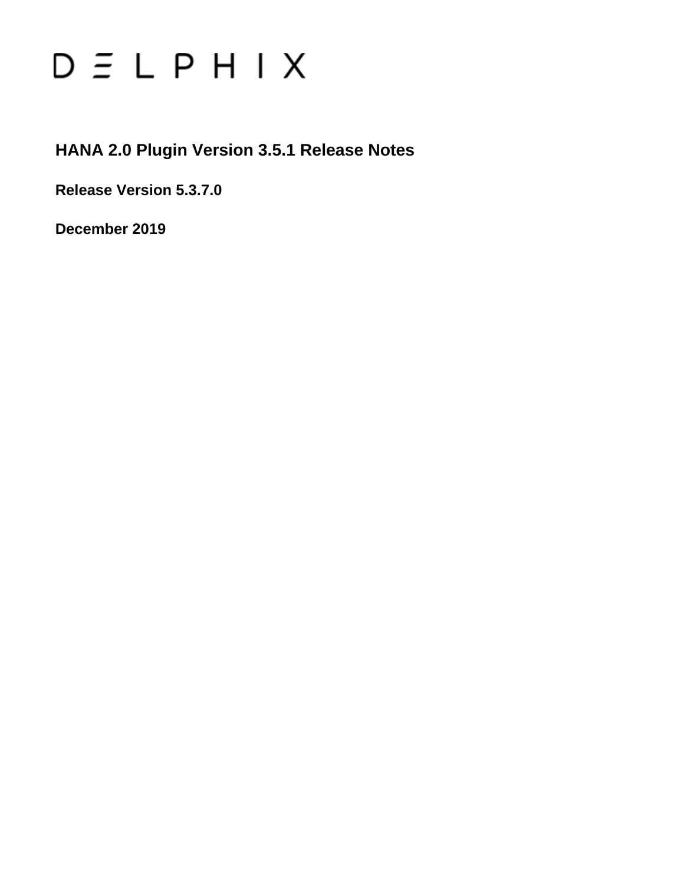DELPHIX

# HANA 2.0 Plugin Version 3.5.1 Release Notes

**Release Version 5.3.7.0**

**December 2019**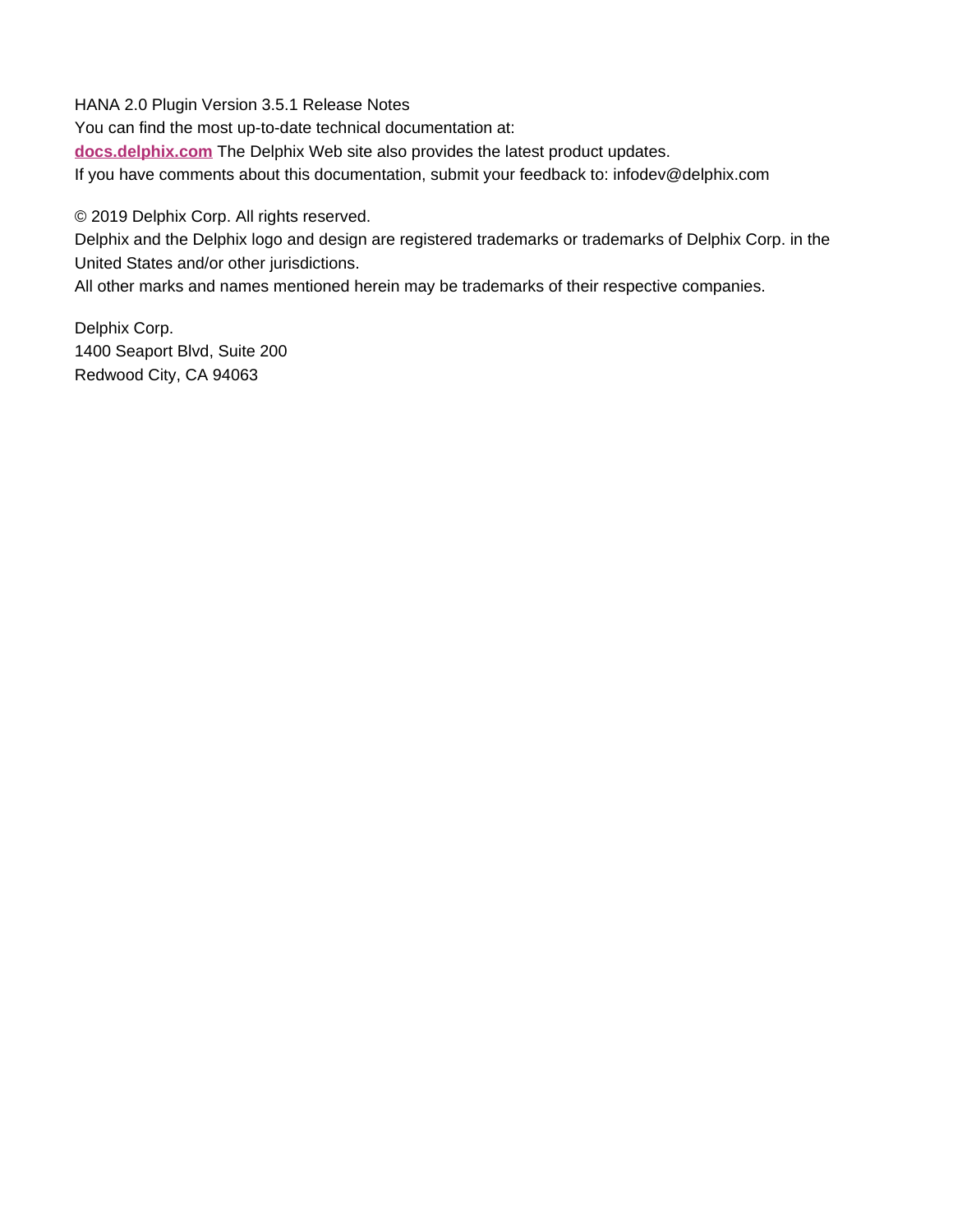HANA 2.0 Plugin Version 3.5.1 Release Notes

You can find the most up-to-date technical documentation at:

**docs.delphix.com** The Delphix Web site also provides the latest product updates.

If you have comments about this documentation, submit your feedback to: infodev@delphix.com

© 2019 Delphix Corp. All rights reserved.

Delphix and the Delphix logo and design are registered trademarks or trademarks of Delphix Corp. in the United States and/or other jurisdictions.

All other marks and names mentioned herein may be trademarks of their respective companies.

Delphix Corp.
1400 Seaport Blvd, Suite 200
Redwood City, CA 94063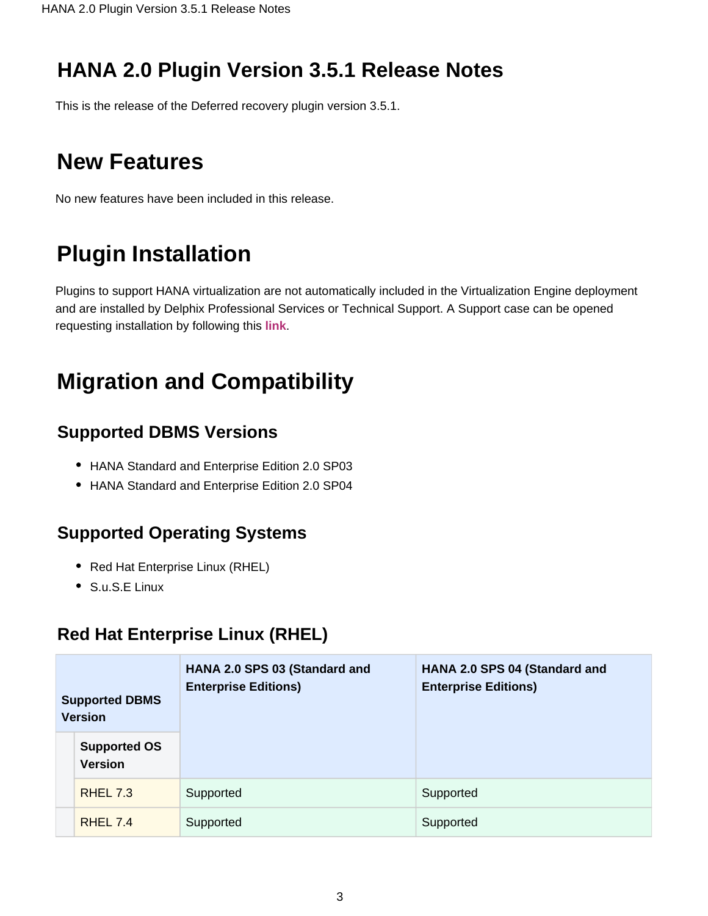# HANA 2.0 Plugin Version 3.5.1 Release Notes

This is the release of the Deferred recovery plugin version 3.5.1.

# New Features

No new features have been included in this release.

# Plugin Installation

Plugins to support HANA virtualization are not automatically included in the Virtualization Engine deployment and are installed by Delphix Professional Services or Technical Support. A Support case can be opened requesting installation by following this **link**.

# Migration and Compatibility

## Supported DBMS Versions

- HANA Standard and Enterprise Edition 2.0 SP03
- HANA Standard and Enterprise Edition 2.0 SP04

## Supported Operating Systems

- Red Hat Enterprise Linux (RHEL)
- S.u.S.E Linux

## Red Hat Enterprise Linux (RHEL)

| Supported DBMS Version / Supported OS Version | HANA 2.0 SPS 03 (Standard and Enterprise Editions) | HANA 2.0 SPS 04 (Standard and Enterprise Editions) |
|---|---|---|
| RHEL 7.3 | Supported | Supported |
| RHEL 7.4 | Supported | Supported |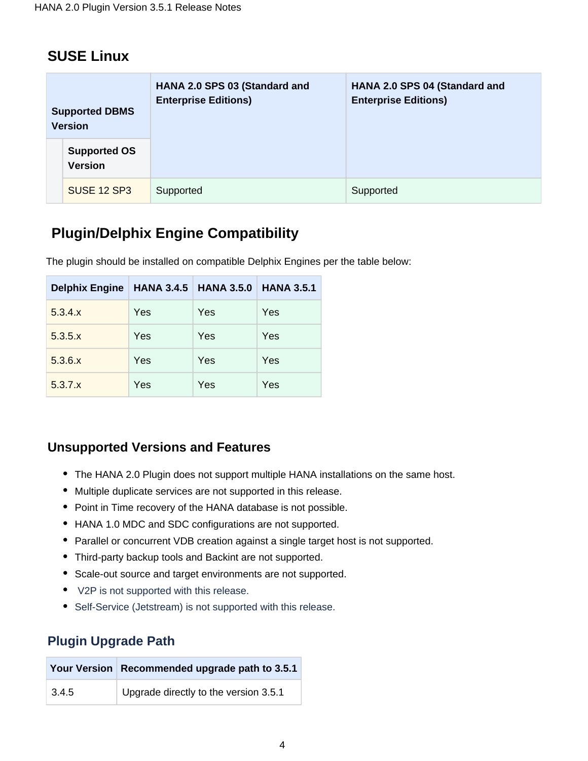## SUSE Linux

| Supported DBMS Version / Supported OS Version | HANA 2.0 SPS 03 (Standard and Enterprise Editions) | HANA 2.0 SPS 04 (Standard and Enterprise Editions) |
|---|---|---|
| SUSE 12 SP3 | Supported | Supported |

## Plugin/Delphix Engine Compatibility

The plugin should be installed on compatible Delphix Engines per the table below:

| Delphix Engine | HANA 3.4.5 | HANA 3.5.0 | HANA 3.5.1 |
|---|---|---|---|
| 5.3.4.x | Yes | Yes | Yes |
| 5.3.5.x | Yes | Yes | Yes |
| 5.3.6.x | Yes | Yes | Yes |
| 5.3.7.x | Yes | Yes | Yes |

## Unsupported Versions and Features

- The HANA 2.0 Plugin does not support multiple HANA installations on the same host.
- Multiple duplicate services are not supported in this release.
- Point in Time recovery of the HANA database is not possible.
- HANA 1.0 MDC and SDC configurations are not supported.
- Parallel or concurrent VDB creation against a single target host is not supported.
- Third-party backup tools and Backint are not supported.
- Scale-out source and target environments are not supported.
- V2P is not supported with this release.
- Self-Service (Jetstream) is not supported with this release.

## Plugin Upgrade Path

| Your Version | Recommended upgrade path to 3.5.1 |
|---|---|
| 3.4.5 | Upgrade directly to the version 3.5.1 |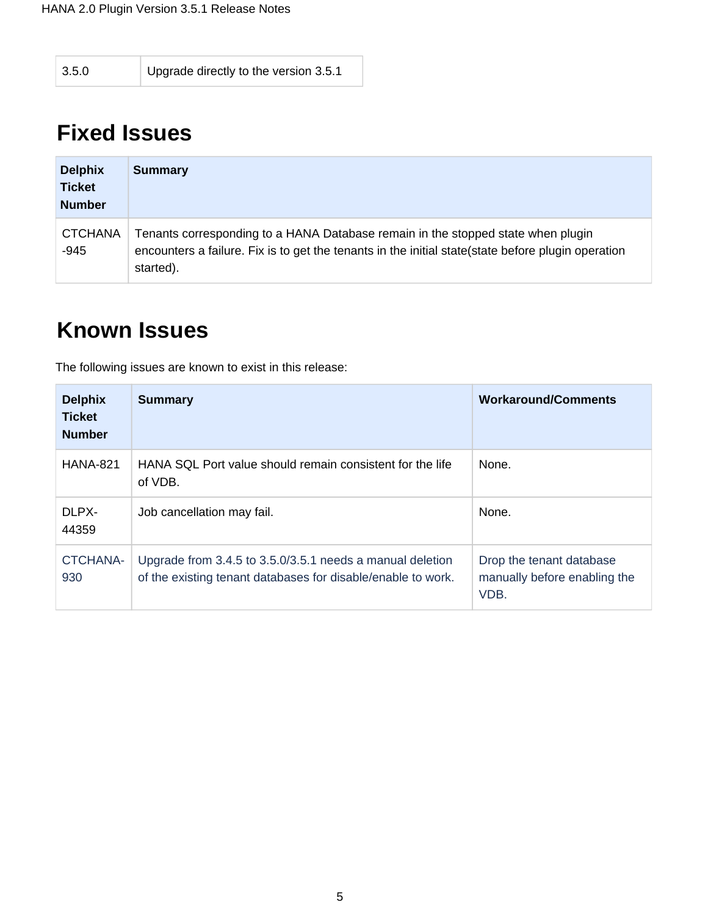| | |
|---|---|
| 3.5.0 | Upgrade directly to the version 3.5.1 |

# Fixed Issues

| Delphix Ticket Number | Summary |
|---|---|
| CTCHANA-945 | Tenants corresponding to a HANA Database remain in the stopped state when plugin encounters a failure. Fix is to get the tenants in the initial state(state before plugin operation started). |

# Known Issues

The following issues are known to exist in this release:

| Delphix Ticket Number | Summary | Workaround/Comments |
|---|---|---|
| HANA-821 | HANA SQL Port value should remain consistent for the life of VDB. | None. |
| DLPX-44359 | Job cancellation may fail. | None. |
| CTCHANA-930 | Upgrade from 3.4.5 to 3.5.0/3.5.1 needs a manual deletion of the existing tenant databases for disable/enable to work. | Drop the tenant database manually before enabling the VDB. |